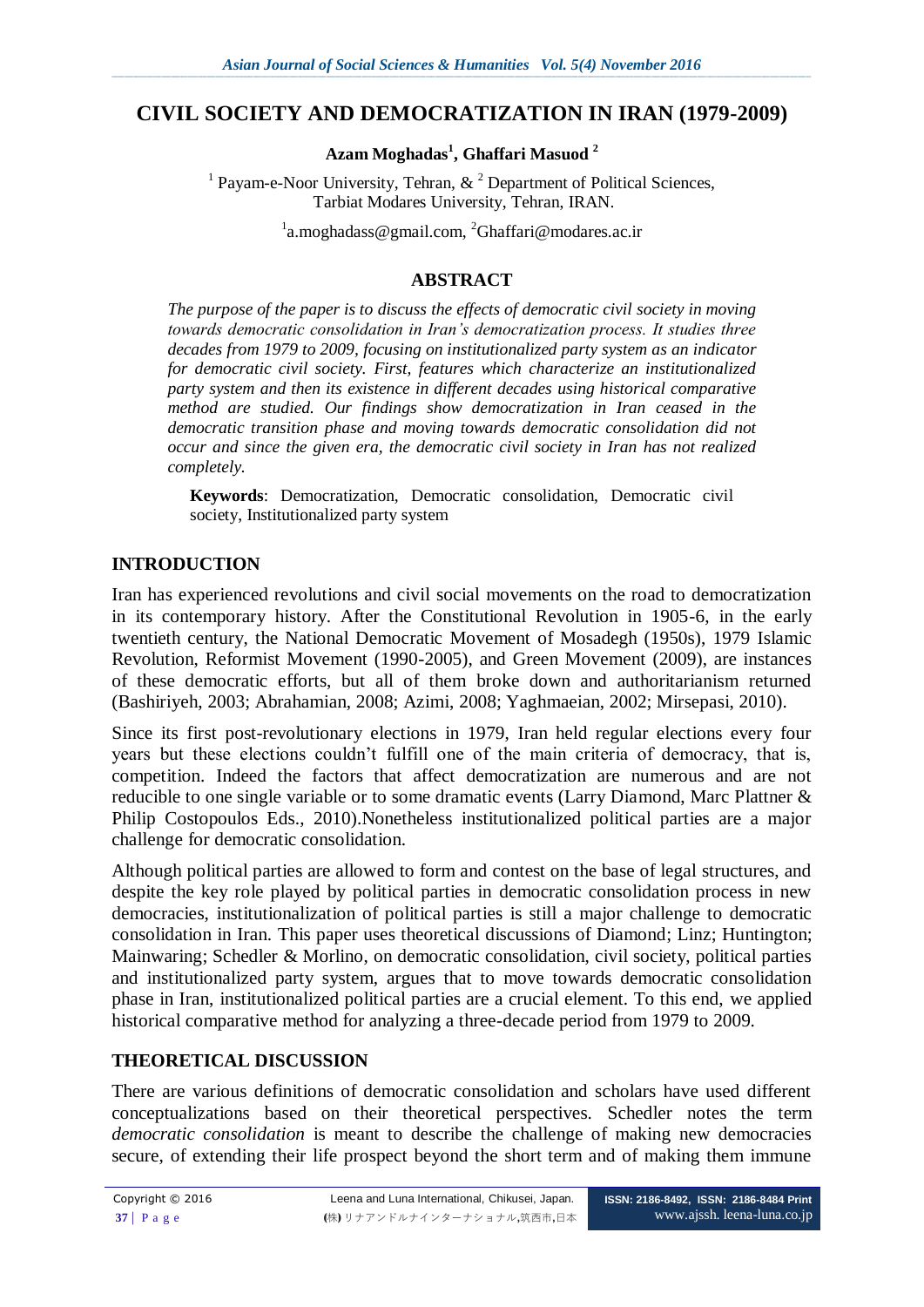# CIVIL SOCIETY AND DEMOCRATIZATION IN IRAN (1979-2009)

**Azam Moghadas[1], Ghaffari Masuod [2]**

[1] Payam-e-Noor University, Tehran, & [2] Department of Political Sciences, Tarbiat Modares University, Tehran, IRAN.

[1]a.moghadass@gmail.com, [2]Ghaffari@modares.ac.ir

## ABSTRACT

*The purpose of the paper is to discuss the effects of democratic civil society in moving towards democratic consolidation in Iran's democratization process. It studies three decades from 1979 to 2009, focusing on institutionalized party system as an indicator for democratic civil society. First, features which characterize an institutionalized party system and then its existence in different decades using historical comparative method are studied. Our findings show democratization in Iran ceased in the democratic transition phase and moving towards democratic consolidation did not occur and since the given era, the democratic civil society in Iran has not realized completely.*

**Keywords**: Democratization, Democratic consolidation, Democratic civil society, Institutionalized party system

## INTRODUCTION

Iran has experienced revolutions and civil social movements on the road to democratization in its contemporary history. After the Constitutional Revolution in 1905-6, in the early twentieth century, the National Democratic Movement of Mosadegh (1950s), 1979 Islamic Revolution, Reformist Movement (1990-2005), and Green Movement (2009), are instances of these democratic efforts, but all of them broke down and authoritarianism returned (Bashiriyeh, 2003; Abrahamian, 2008; Azimi, 2008; Yaghmaeian, 2002; Mirsepasi, 2010).

Since its first post-revolutionary elections in 1979, Iran held regular elections every four years but these elections couldn't fulfill one of the main criteria of democracy, that is, competition. Indeed the factors that affect democratization are numerous and are not reducible to one single variable or to some dramatic events (Larry Diamond, Marc Plattner & Philip Costopoulos Eds., 2010).Nonetheless institutionalized political parties are a major challenge for democratic consolidation.

Although political parties are allowed to form and contest on the base of legal structures, and despite the key role played by political parties in democratic consolidation process in new democracies, institutionalization of political parties is still a major challenge to democratic consolidation in Iran. This paper uses theoretical discussions of Diamond; Linz; Huntington; Mainwaring; Schedler & Morlino, on democratic consolidation, civil society, political parties and institutionalized party system, argues that to move towards democratic consolidation phase in Iran, institutionalized political parties are a crucial element. To this end, we applied historical comparative method for analyzing a three-decade period from 1979 to 2009.

## THEORETICAL DISCUSSION

There are various definitions of democratic consolidation and scholars have used different conceptualizations based on their theoretical perspectives. Schedler notes the term *democratic consolidation* is meant to describe the challenge of making new democracies secure, of extending their life prospect beyond the short term and of making them immune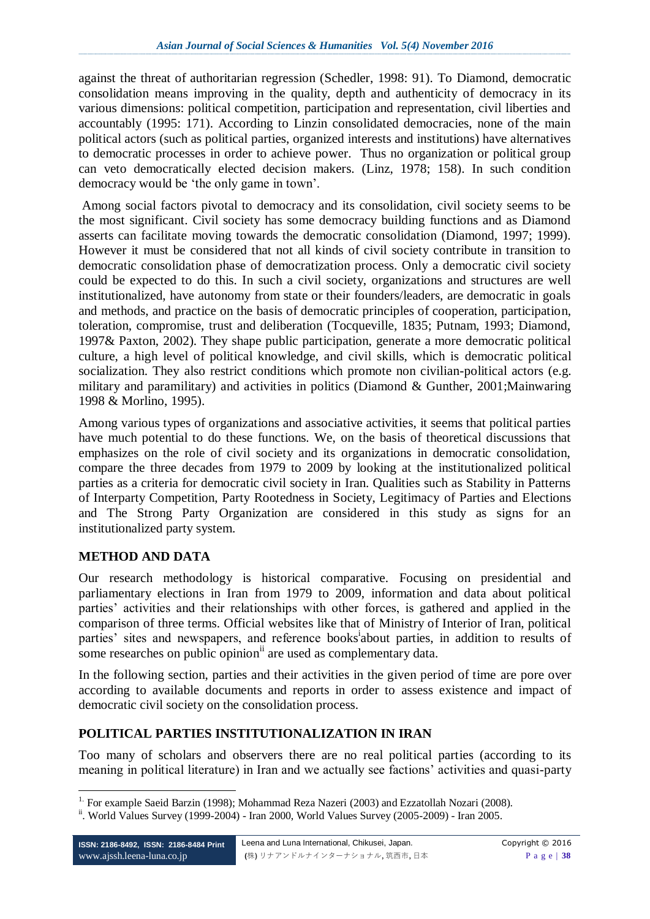against the threat of authoritarian regression (Schedler, 1998: 91). To Diamond, democratic consolidation means improving in the quality, depth and authenticity of democracy in its various dimensions: political competition, participation and representation, civil liberties and accountably (1995: 171). According to Linzin consolidated democracies, none of the main political actors (such as political parties, organized interests and institutions) have alternatives to democratic processes in order to achieve power. Thus no organization or political group can veto democratically elected decision makers. (Linz, 1978; 158). In such condition democracy would be 'the only game in town'.

Among social factors pivotal to democracy and its consolidation, civil society seems to be the most significant. Civil society has some democracy building functions and as Diamond asserts can facilitate moving towards the democratic consolidation (Diamond, 1997; 1999). However it must be considered that not all kinds of civil society contribute in transition to democratic consolidation phase of democratization process. Only a democratic civil society could be expected to do this. In such a civil society, organizations and structures are well institutionalized, have autonomy from state or their founders/leaders, are democratic in goals and methods, and practice on the basis of democratic principles of cooperation, participation, toleration, compromise, trust and deliberation (Tocqueville, 1835; Putnam, 1993; Diamond, 1997& Paxton, 2002). They shape public participation, generate a more democratic political culture, a high level of political knowledge, and civil skills, which is democratic political socialization. They also restrict conditions which promote non civilian-political actors (e.g. military and paramilitary) and activities in politics (Diamond & Gunther, 2001;Mainwaring 1998 & Morlino, 1995).

Among various types of organizations and associative activities, it seems that political parties have much potential to do these functions. We, on the basis of theoretical discussions that emphasizes on the role of civil society and its organizations in democratic consolidation, compare the three decades from 1979 to 2009 by looking at the institutionalized political parties as a criteria for democratic civil society in Iran. Qualities such as Stability in Patterns of Interparty Competition, Party Rootedness in Society, Legitimacy of Parties and Elections and The Strong Party Organization are considered in this study as signs for an institutionalized party system.

## METHOD AND DATA

Our research methodology is historical comparative. Focusing on presidential and parliamentary elections in Iran from 1979 to 2009, information and data about political parties' activities and their relationships with other forces, is gathered and applied in the comparison of three terms. Official websites like that of Ministry of Interior of Iran, political parties' sites and newspapers, and reference books[i] about parties, in addition to results of some researches on public opinion[ii] are used as complementary data.

In the following section, parties and their activities in the given period of time are pore over according to available documents and reports in order to assess existence and impact of democratic civil society on the consolidation process.

## POLITICAL PARTIES INSTITUTIONALIZATION IN IRAN

Too many of scholars and observers there are no real political parties (according to its meaning in political literature) in Iran and we actually see factions' activities and quasi-party

---

[i]. For example Saeid Barzin (1998); Mohammad Reza Nazeri (2003) and Ezzatollah Nozari (2008).

[ii]. World Values Survey (1999-2004) - Iran 2000, World Values Survey (2005-2009) - Iran 2005.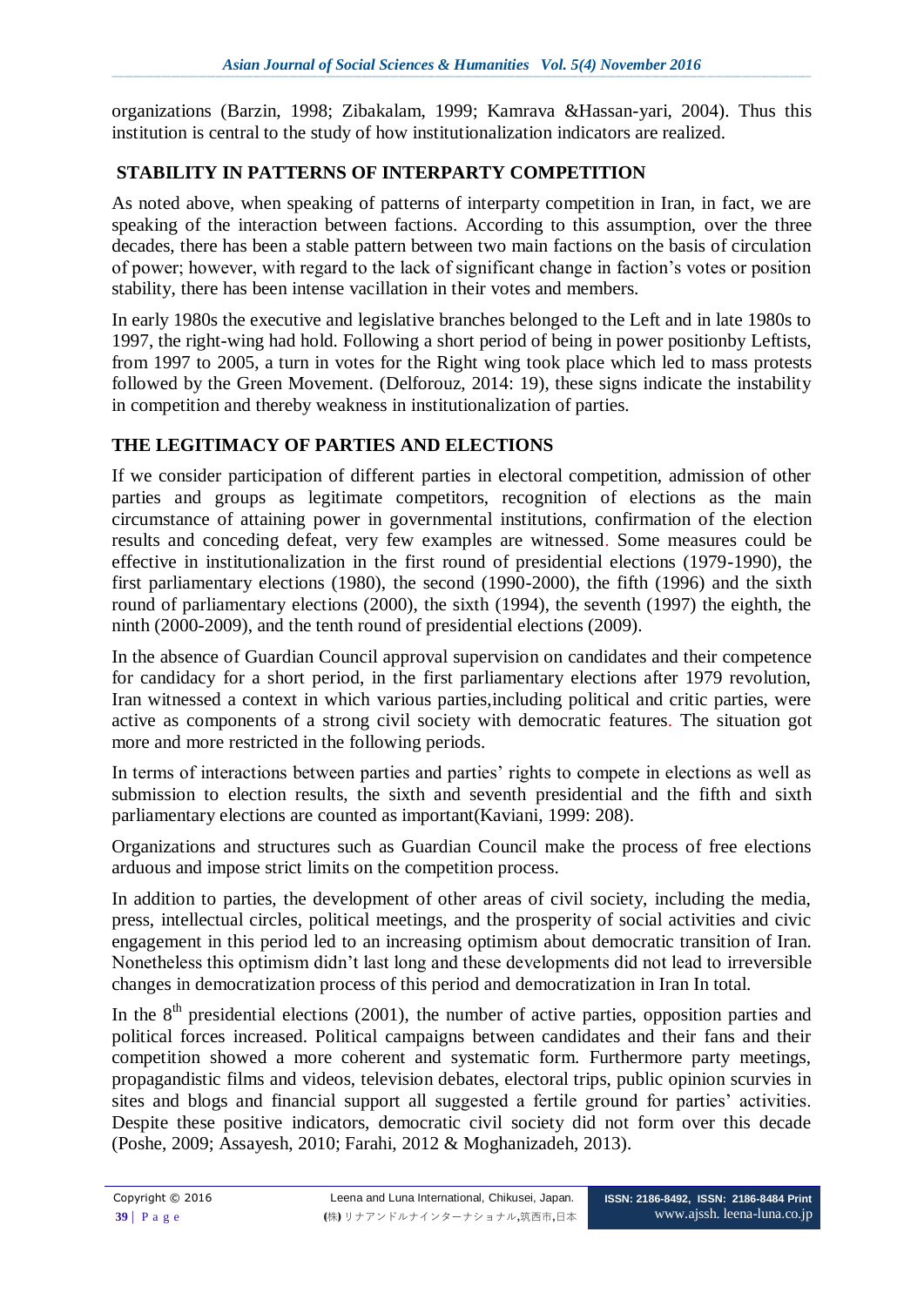organizations (Barzin, 1998; Zibakalam, 1999; Kamrava &Hassan-yari, 2004). Thus this institution is central to the study of how institutionalization indicators are realized.

## STABILITY IN PATTERNS OF INTERPARTY COMPETITION

As noted above, when speaking of patterns of interparty competition in Iran, in fact, we are speaking of the interaction between factions. According to this assumption, over the three decades, there has been a stable pattern between two main factions on the basis of circulation of power; however, with regard to the lack of significant change in faction's votes or position stability, there has been intense vacillation in their votes and members.

In early 1980s the executive and legislative branches belonged to the Left and in late 1980s to 1997, the right-wing had hold. Following a short period of being in power positionby Leftists, from 1997 to 2005, a turn in votes for the Right wing took place which led to mass protests followed by the Green Movement. (Delforouz, 2014: 19), these signs indicate the instability in competition and thereby weakness in institutionalization of parties.

## THE LEGITIMACY OF PARTIES AND ELECTIONS

If we consider participation of different parties in electoral competition, admission of other parties and groups as legitimate competitors, recognition of elections as the main circumstance of attaining power in governmental institutions, confirmation of the election results and conceding defeat, very few examples are witnessed. Some measures could be effective in institutionalization in the first round of presidential elections (1979-1990), the first parliamentary elections (1980), the second (1990-2000), the fifth (1996) and the sixth round of parliamentary elections (2000), the sixth (1994), the seventh (1997) the eighth, the ninth (2000-2009), and the tenth round of presidential elections (2009).

In the absence of Guardian Council approval supervision on candidates and their competence for candidacy for a short period, in the first parliamentary elections after 1979 revolution, Iran witnessed a context in which various parties,including political and critic parties, were active as components of a strong civil society with democratic features. The situation got more and more restricted in the following periods.

In terms of interactions between parties and parties' rights to compete in elections as well as submission to election results, the sixth and seventh presidential and the fifth and sixth parliamentary elections are counted as important(Kaviani, 1999: 208).

Organizations and structures such as Guardian Council make the process of free elections arduous and impose strict limits on the competition process.

In addition to parties, the development of other areas of civil society, including the media, press, intellectual circles, political meetings, and the prosperity of social activities and civic engagement in this period led to an increasing optimism about democratic transition of Iran. Nonetheless this optimism didn't last long and these developments did not lead to irreversible changes in democratization process of this period and democratization in Iran In total.

In the 8th presidential elections (2001), the number of active parties, opposition parties and political forces increased. Political campaigns between candidates and their fans and their competition showed a more coherent and systematic form. Furthermore party meetings, propagandistic films and videos, television debates, electoral trips, public opinion scurvies in sites and blogs and financial support all suggested a fertile ground for parties' activities. Despite these positive indicators, democratic civil society did not form over this decade (Poshe, 2009; Assayesh, 2010; Farahi, 2012 & Moghanizadeh, 2013).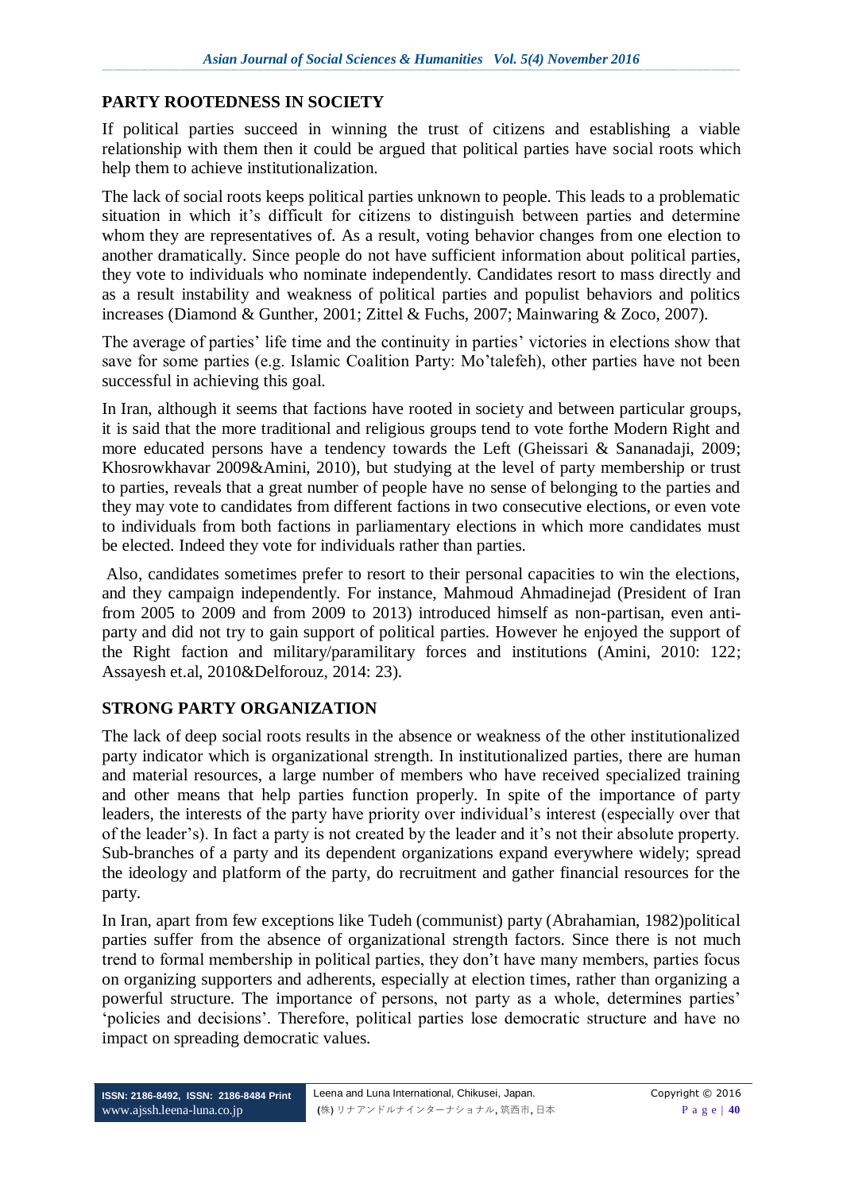## PARTY ROOTEDNESS IN SOCIETY

If political parties succeed in winning the trust of citizens and establishing a viable relationship with them then it could be argued that political parties have social roots which help them to achieve institutionalization.

The lack of social roots keeps political parties unknown to people. This leads to a problematic situation in which it's difficult for citizens to distinguish between parties and determine whom they are representatives of. As a result, voting behavior changes from one election to another dramatically. Since people do not have sufficient information about political parties, they vote to individuals who nominate independently. Candidates resort to mass directly and as a result instability and weakness of political parties and populist behaviors and politics increases (Diamond & Gunther, 2001; Zittel & Fuchs, 2007; Mainwaring & Zoco, 2007).

The average of parties' life time and the continuity in parties' victories in elections show that save for some parties (e.g. Islamic Coalition Party: Mo'talefeh), other parties have not been successful in achieving this goal.

In Iran, although it seems that factions have rooted in society and between particular groups, it is said that the more traditional and religious groups tend to vote forthe Modern Right and more educated persons have a tendency towards the Left (Gheissari & Sananadaji, 2009; Khosrowkhavar 2009&Amini, 2010), but studying at the level of party membership or trust to parties, reveals that a great number of people have no sense of belonging to the parties and they may vote to candidates from different factions in two consecutive elections, or even vote to individuals from both factions in parliamentary elections in which more candidates must be elected. Indeed they vote for individuals rather than parties.

Also, candidates sometimes prefer to resort to their personal capacities to win the elections, and they campaign independently. For instance, Mahmoud Ahmadinejad (President of Iran from 2005 to 2009 and from 2009 to 2013) introduced himself as non-partisan, even anti-party and did not try to gain support of political parties. However he enjoyed the support of the Right faction and military/paramilitary forces and institutions (Amini, 2010: 122; Assayesh et.al, 2010&Delforouz, 2014: 23).

## STRONG PARTY ORGANIZATION

The lack of deep social roots results in the absence or weakness of the other institutionalized party indicator which is organizational strength. In institutionalized parties, there are human and material resources, a large number of members who have received specialized training and other means that help parties function properly. In spite of the importance of party leaders, the interests of the party have priority over individual's interest (especially over that of the leader's). In fact a party is not created by the leader and it's not their absolute property. Sub-branches of a party and its dependent organizations expand everywhere widely; spread the ideology and platform of the party, do recruitment and gather financial resources for the party.

In Iran, apart from few exceptions like Tudeh (communist) party (Abrahamian, 1982)political parties suffer from the absence of organizational strength factors. Since there is not much trend to formal membership in political parties, they don't have many members, parties focus on organizing supporters and adherents, especially at election times, rather than organizing a powerful structure. The importance of persons, not party as a whole, determines parties' 'policies and decisions'. Therefore, political parties lose democratic structure and have no impact on spreading democratic values.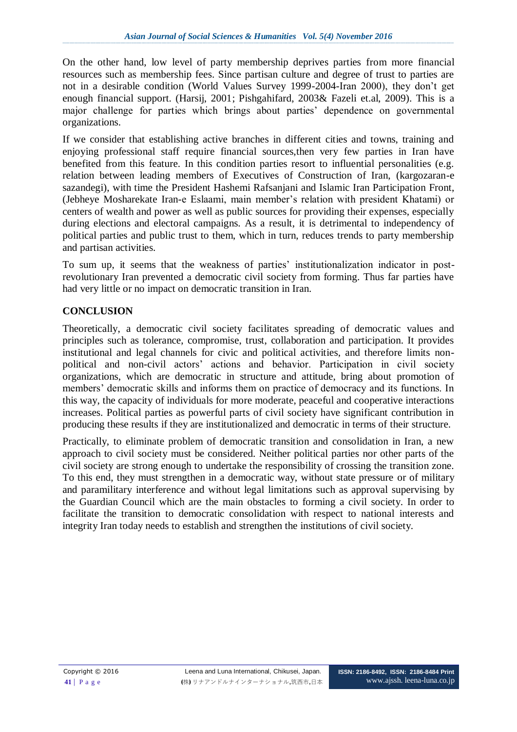On the other hand, low level of party membership deprives parties from more financial resources such as membership fees. Since partisan culture and degree of trust to parties are not in a desirable condition (World Values Survey 1999-2004-Iran 2000), they don't get enough financial support. (Harsij, 2001; Pishgahifard, 2003& Fazeli et.al, 2009). This is a major challenge for parties which brings about parties' dependence on governmental organizations.

If we consider that establishing active branches in different cities and towns, training and enjoying professional staff require financial sources,then very few parties in Iran have benefited from this feature. In this condition parties resort to influential personalities (e.g. relation between leading members of Executives of Construction of Iran, (kargozaran-e sazandegi), with time the President Hashemi Rafsanjani and Islamic Iran Participation Front, (Jebheye Mosharekate Iran-e Eslaami, main member's relation with president Khatami) or centers of wealth and power as well as public sources for providing their expenses, especially during elections and electoral campaigns. As a result, it is detrimental to independency of political parties and public trust to them, which in turn, reduces trends to party membership and partisan activities.

To sum up, it seems that the weakness of parties' institutionalization indicator in post-revolutionary Iran prevented a democratic civil society from forming. Thus far parties have had very little or no impact on democratic transition in Iran.

## CONCLUSION

Theoretically, a democratic civil society facilitates spreading of democratic values and principles such as tolerance, compromise, trust, collaboration and participation. It provides institutional and legal channels for civic and political activities, and therefore limits non-political and non-civil actors' actions and behavior. Participation in civil society organizations, which are democratic in structure and attitude, bring about promotion of members' democratic skills and informs them on practice of democracy and its functions. In this way, the capacity of individuals for more moderate, peaceful and cooperative interactions increases. Political parties as powerful parts of civil society have significant contribution in producing these results if they are institutionalized and democratic in terms of their structure.

Practically, to eliminate problem of democratic transition and consolidation in Iran, a new approach to civil society must be considered. Neither political parties nor other parts of the civil society are strong enough to undertake the responsibility of crossing the transition zone. To this end, they must strengthen in a democratic way, without state pressure or of military and paramilitary interference and without legal limitations such as approval supervising by the Guardian Council which are the main obstacles to forming a civil society. In order to facilitate the transition to democratic consolidation with respect to national interests and integrity Iran today needs to establish and strengthen the institutions of civil society.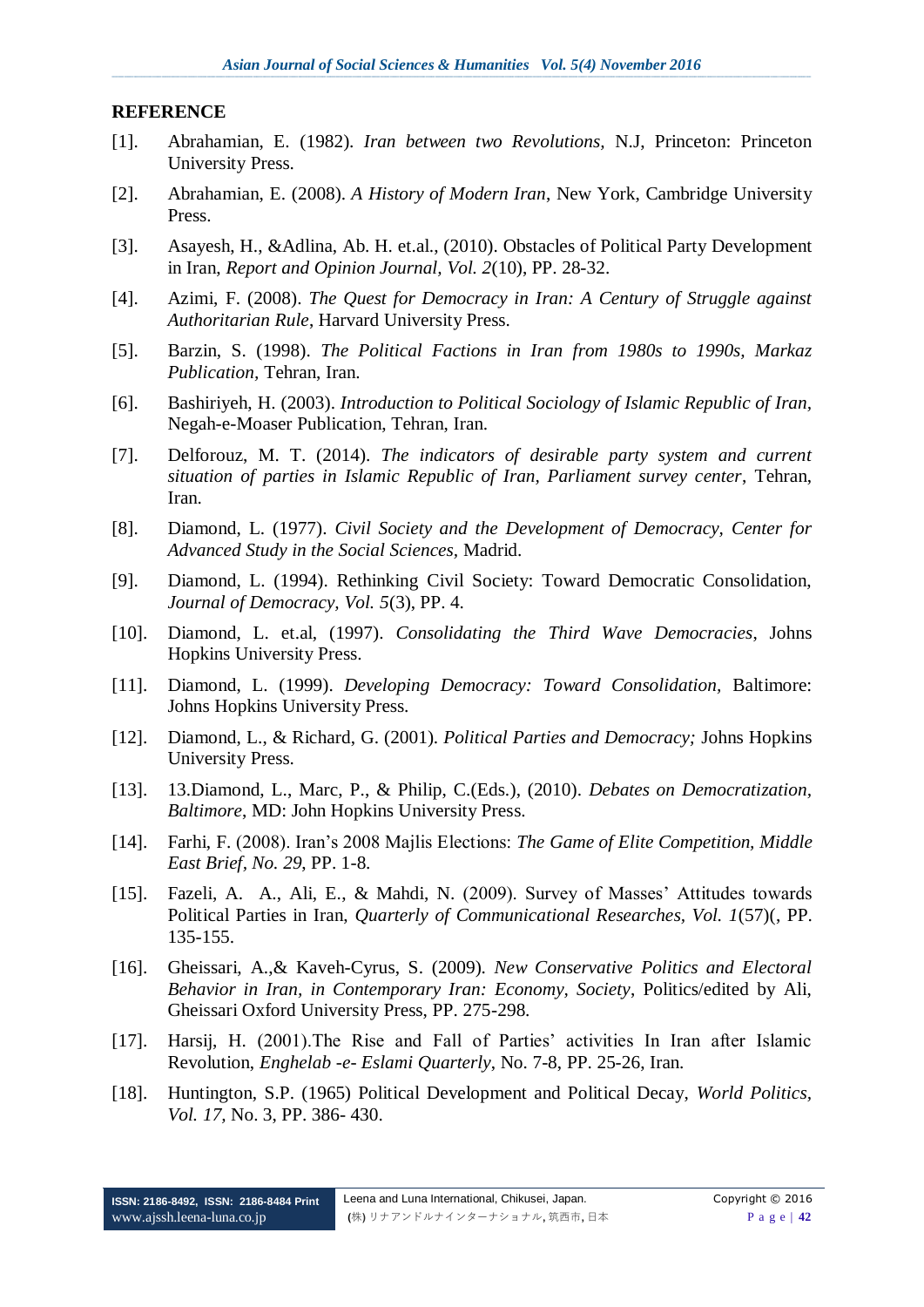## REFERENCE

[1]. Abrahamian, E. (1982). *Iran between two Revolutions,* N.J, Princeton: Princeton University Press.

[2]. Abrahamian, E. (2008). *A History of Modern Iran*, New York, Cambridge University Press.

[3]. Asayesh, H., &Adlina, Ab. H. et.al., (2010). Obstacles of Political Party Development in Iran, *Report and Opinion Journal, Vol. 2*(10), PP. 28-32.

[4]. Azimi, F. (2008). *The Quest for Democracy in Iran: A Century of Struggle against Authoritarian Rule*, Harvard University Press.

[5]. Barzin, S. (1998). *The Political Factions in Iran from 1980s to 1990s, Markaz Publication*, Tehran, Iran.

[6]. Bashiriyeh, H. (2003). *Introduction to Political Sociology of Islamic Republic of Iran,* Negah-e-Moaser Publication, Tehran, Iran.

[7]. Delforouz, M. T. (2014). *The indicators of desirable party system and current situation of parties in Islamic Republic of Iran, Parliament survey center*, Tehran, Iran.

[8]. Diamond, L. (1977). *Civil Society and the Development of Democracy, Center for Advanced Study in the Social Sciences*, Madrid.

[9]. Diamond, L. (1994). Rethinking Civil Society: Toward Democratic Consolidation, *Journal of Democracy, Vol. 5*(3), PP. 4.

[10]. Diamond, L. et.al, (1997). *Consolidating the Third Wave Democracies*, Johns Hopkins University Press.

[11]. Diamond, L. (1999). *Developing Democracy: Toward Consolidation*, Baltimore: Johns Hopkins University Press.

[12]. Diamond, L., & Richard, G. (2001). *Political Parties and Democracy;* Johns Hopkins University Press.

[13]. 13.Diamond, L., Marc, P., & Philip, C.(Eds.), (2010). *Debates on Democratization, Baltimore*, MD: John Hopkins University Press.

[14]. Farhi, F. (2008). Iran's 2008 Majlis Elections: *The Game of Elite Competition, Middle East Brief, No. 29*, PP. 1-8.

[15]. Fazeli, A. A., Ali, E., & Mahdi, N. (2009). Survey of Masses' Attitudes towards Political Parties in Iran, *Quarterly of Communicational Researches, Vol. 1*(57)(, PP. 135-155.

[16]. Gheissari, A.,& Kaveh-Cyrus, S. (2009). *New Conservative Politics and Electoral Behavior in Iran, in Contemporary Iran: Economy, Society*, Politics/edited by Ali, Gheissari Oxford University Press, PP. 275-298.

[17]. Harsij, H. (2001).The Rise and Fall of Parties' activities In Iran after Islamic Revolution, *Enghelab -e- Eslami Quarterly*, No. 7-8, PP. 25-26, Iran.

[18]. Huntington, S.P. (1965) Political Development and Political Decay, *World Politics, Vol. 17,* No. 3, PP. 386- 430.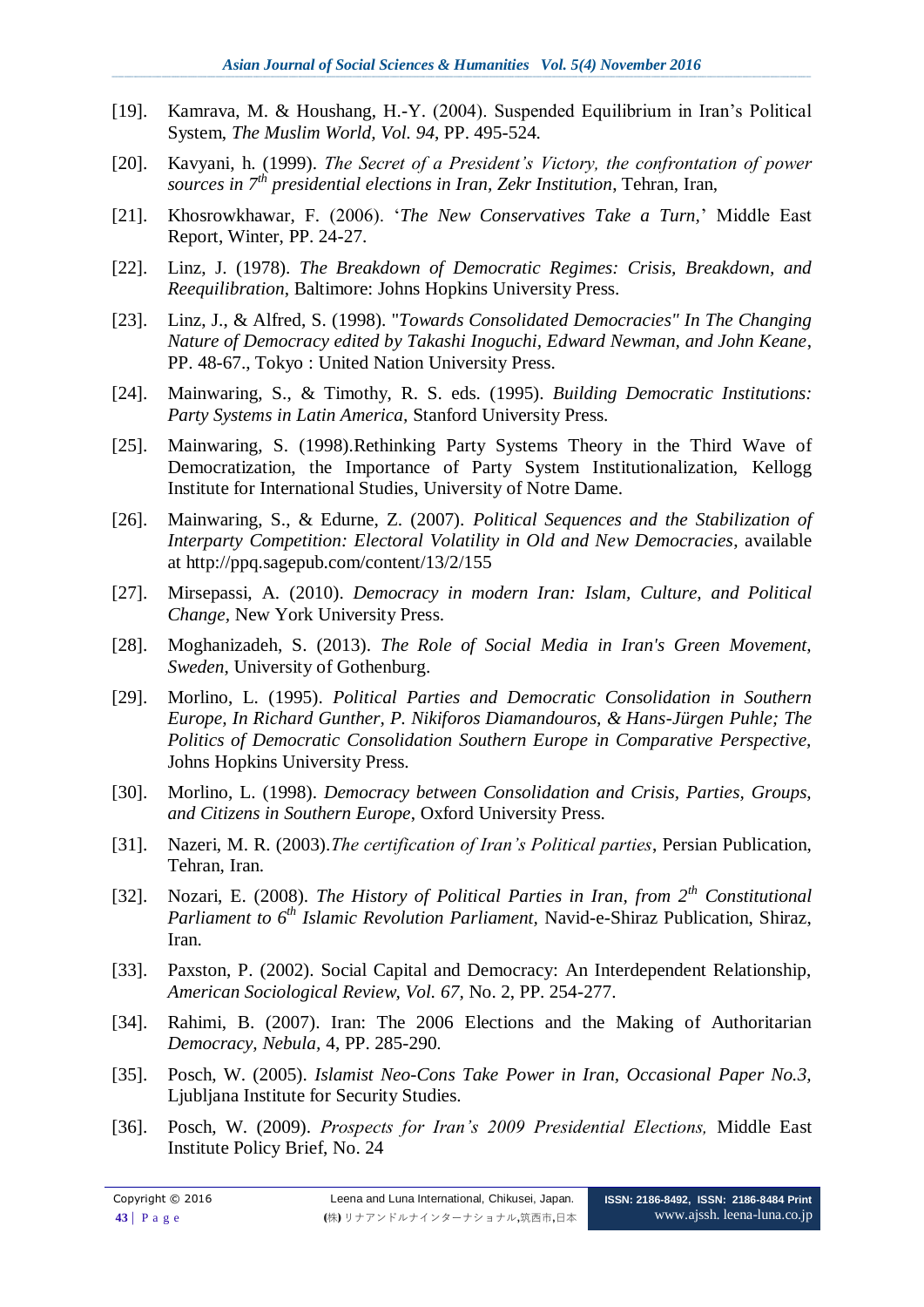[19]. Kamrava, M. & Houshang, H.-Y. (2004). Suspended Equilibrium in Iran's Political System, *The Muslim World, Vol. 94*, PP. 495-524.

[20]. Kavyani, h. (1999). *The Secret of a President's Victory, the confrontation of power sources in 7th presidential elections in Iran, Zekr Institution*, Tehran, Iran,

[21]. Khosrowkhawar, F. (2006). '*The New Conservatives Take a Turn*,' Middle East Report, Winter, PP. 24-27.

[22]. Linz, J. (1978). *The Breakdown of Democratic Regimes: Crisis, Breakdown, and Reequilibration*, Baltimore: Johns Hopkins University Press.

[23]. Linz, J., & Alfred, S. (1998). "*Towards Consolidated Democracies" In The Changing Nature of Democracy edited by Takashi Inoguchi, Edward Newman, and John Keane*, PP. 48-67., Tokyo : United Nation University Press.

[24]. Mainwaring, S., & Timothy, R. S. eds. (1995). *Building Democratic Institutions: Party Systems in Latin America,* Stanford University Press.

[25]. Mainwaring, S. (1998).Rethinking Party Systems Theory in the Third Wave of Democratization, the Importance of Party System Institutionalization, Kellogg Institute for International Studies, University of Notre Dame.

[26]. Mainwaring, S., & Edurne, Z. (2007). *Political Sequences and the Stabilization of Interparty Competition: Electoral Volatility in Old and New Democracies*, available at http://ppq.sagepub.com/content/13/2/155

[27]. Mirsepassi, A. (2010). *Democracy in modern Iran: Islam, Culture, and Political Change*, New York University Press.

[28]. Moghanizadeh, S. (2013). *The Role of Social Media in Iran's Green Movement, Sweden*, University of Gothenburg.

[29]. Morlino, L. (1995). *Political Parties and Democratic Consolidation in Southern Europe, In Richard Gunther, P. Nikiforos Diamandouros, & Hans-Jürgen Puhle; The Politics of Democratic Consolidation Southern Europe in Comparative Perspective,* Johns Hopkins University Press.

[30]. Morlino, L. (1998). *Democracy between Consolidation and Crisis, Parties, Groups, and Citizens in Southern Europe*, Oxford University Press.

[31]. Nazeri, M. R. (2003).*The certification of Iran's Political parties*, Persian Publication, Tehran, Iran.

[32]. Nozari, E. (2008). *The History of Political Parties in Iran, from 2th Constitutional Parliament to 6th Islamic Revolution Parliament*, Navid-e-Shiraz Publication, Shiraz, Iran.

[33]. Paxston, P. (2002). Social Capital and Democracy: An Interdependent Relationship, *American Sociological Review, Vol. 67*, No. 2, PP. 254-277.

[34]. Rahimi, B. (2007). Iran: The 2006 Elections and the Making of Authoritarian *Democracy, Nebula*, 4, PP. 285-290.

[35]. Posch, W. (2005). *Islamist Neo-Cons Take Power in Iran, Occasional Paper No.3,* Ljubljana Institute for Security Studies.

[36]. Posch, W. (2009). *Prospects for Iran's 2009 Presidential Elections,* Middle East Institute Policy Brief, No. 24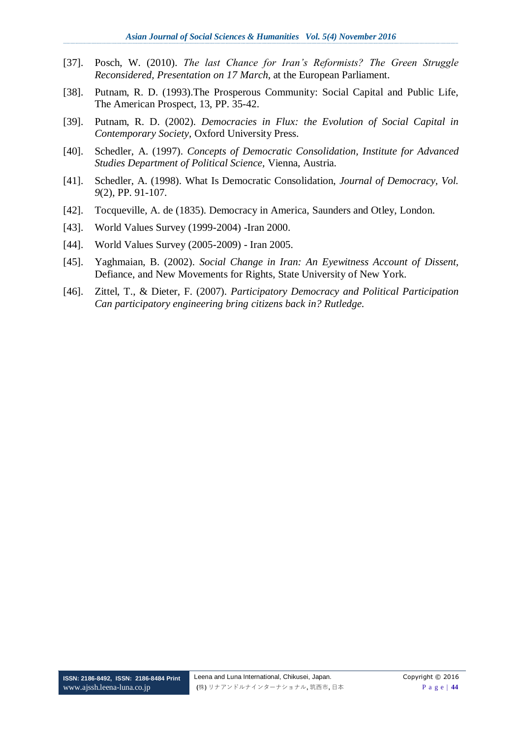[37]. Posch, W. (2010). *The last Chance for Iran's Reformists? The Green Struggle Reconsidered, Presentation on 17 March,* at the European Parliament.

[38]. Putnam, R. D. (1993).The Prosperous Community: Social Capital and Public Life, The American Prospect, 13, PP. 35-42.

[39]. Putnam, R. D. (2002). *Democracies in Flux: the Evolution of Social Capital in Contemporary Society,* Oxford University Press.

[40]. Schedler, A. (1997). *Concepts of Democratic Consolidation, Institute for Advanced Studies Department of Political Science,* Vienna, Austria.

[41]. Schedler, A. (1998). What Is Democratic Consolidation, *Journal of Democracy, Vol. 9*(2), PP. 91-107.

[42]. Tocqueville, A. de (1835). Democracy in America, Saunders and Otley, London.

[43]. World Values Survey (1999-2004) -Iran 2000.

[44]. World Values Survey (2005-2009) - Iran 2005.

[45]. Yaghmaian, B. (2002). *Social Change in Iran: An Eyewitness Account of Dissent,* Defiance, and New Movements for Rights, State University of New York.

[46]. Zittel, T., & Dieter, F. (2007). *Participatory Democracy and Political Participation Can participatory engineering bring citizens back in? Rutledge.*